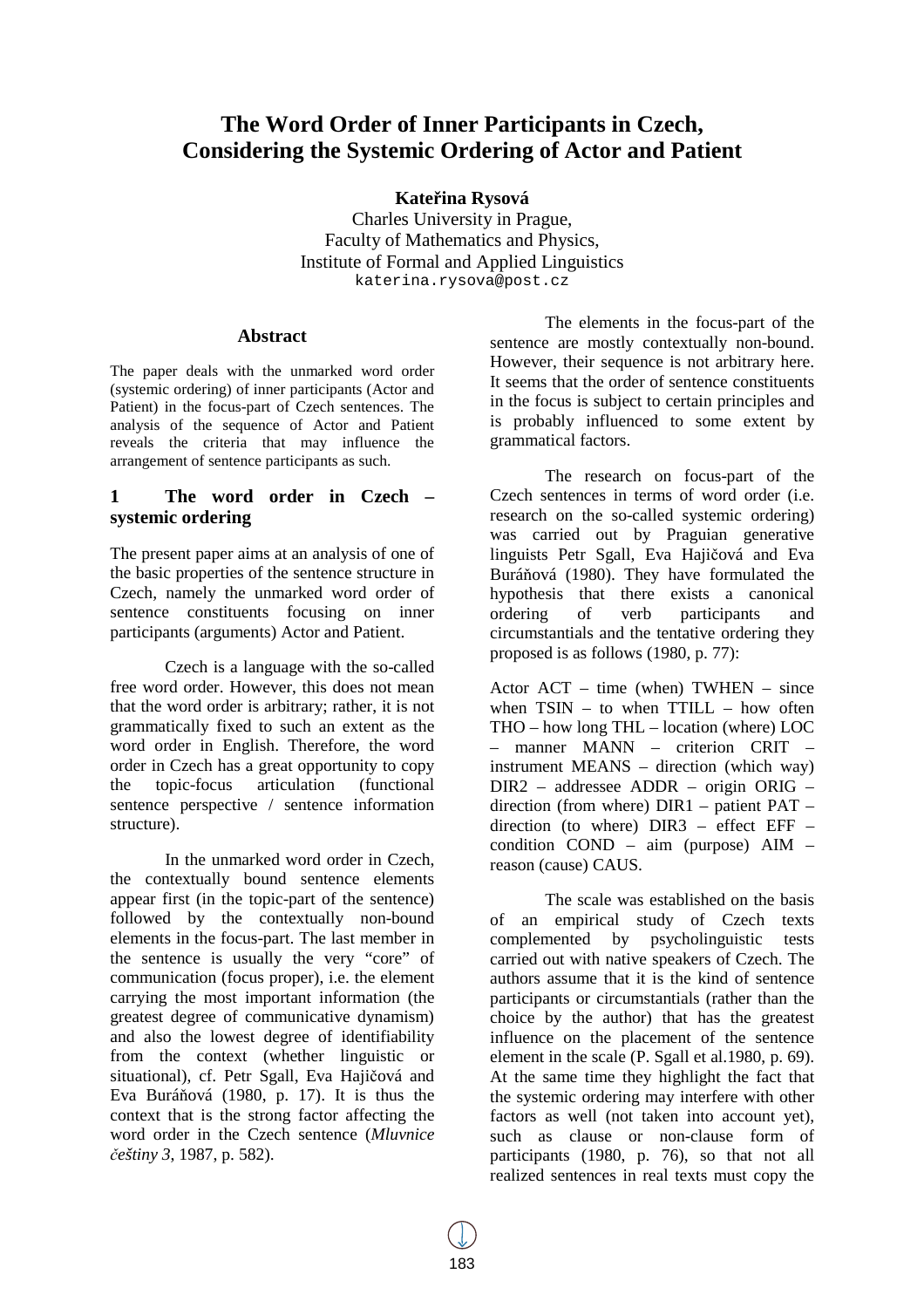# The Word Order of Inner Participants in Czech, Considering the Systemic Ordering of Actor and Patient

**Kateřina Rysová**

Charles University in Prague,
Faculty of Mathematics and Physics,
Institute of Formal and Applied Linguistics
katerina.rysova@post.cz

### Abstract

The paper deals with the unmarked word order (systemic ordering) of inner participants (Actor and Patient) in the focus-part of Czech sentences. The analysis of the sequence of Actor and Patient reveals the criteria that may influence the arrangement of sentence participants as such.

## 1 The word order in Czech – systemic ordering

The present paper aims at an analysis of one of the basic properties of the sentence structure in Czech, namely the unmarked word order of sentence constituents focusing on inner participants (arguments) Actor and Patient.

Czech is a language with the so-called free word order. However, this does not mean that the word order is arbitrary; rather, it is not grammatically fixed to such an extent as the word order in English. Therefore, the word order in Czech has a great opportunity to copy the topic-focus articulation (functional sentence perspective / sentence information structure).

In the unmarked word order in Czech, the contextually bound sentence elements appear first (in the topic-part of the sentence) followed by the contextually non-bound elements in the focus-part. The last member in the sentence is usually the very "core" of communication (focus proper), i.e. the element carrying the most important information (the greatest degree of communicative dynamism) and also the lowest degree of identifiability from the context (whether linguistic or situational), cf. Petr Sgall, Eva Hajičová and Eva Buráňová (1980, p. 17). It is thus the context that is the strong factor affecting the word order in the Czech sentence (*Mluvnice češtiny 3*, 1987, p. 582).

The elements in the focus-part of the sentence are mostly contextually non-bound. However, their sequence is not arbitrary here. It seems that the order of sentence constituents in the focus is subject to certain principles and is probably influenced to some extent by grammatical factors.

The research on focus-part of the Czech sentences in terms of word order (i.e. research on the so-called systemic ordering) was carried out by Praguian generative linguists Petr Sgall, Eva Hajičová and Eva Buráňová (1980). They have formulated the hypothesis that there exists a canonical ordering of verb participants and circumstantials and the tentative ordering they proposed is as follows (1980, p. 77):

Actor ACT – time (when) TWHEN – since when TSIN – to when TTILL – how often THO – how long THL – location (where) LOC – manner MANN – criterion CRIT – instrument MEANS – direction (which way) DIR2 – addressee ADDR – origin ORIG – direction (from where) DIR1 – patient PAT – direction (to where) DIR3 – effect EFF – condition COND – aim (purpose) AIM – reason (cause) CAUS.

The scale was established on the basis of an empirical study of Czech texts complemented by psycholinguistic tests carried out with native speakers of Czech. The authors assume that it is the kind of sentence participants or circumstantials (rather than the choice by the author) that has the greatest influence on the placement of the sentence element in the scale (P. Sgall et al.1980, p. 69). At the same time they highlight the fact that the systemic ordering may interfere with other factors as well (not taken into account yet), such as clause or non-clause form of participants (1980, p. 76), so that not all realized sentences in real texts must copy the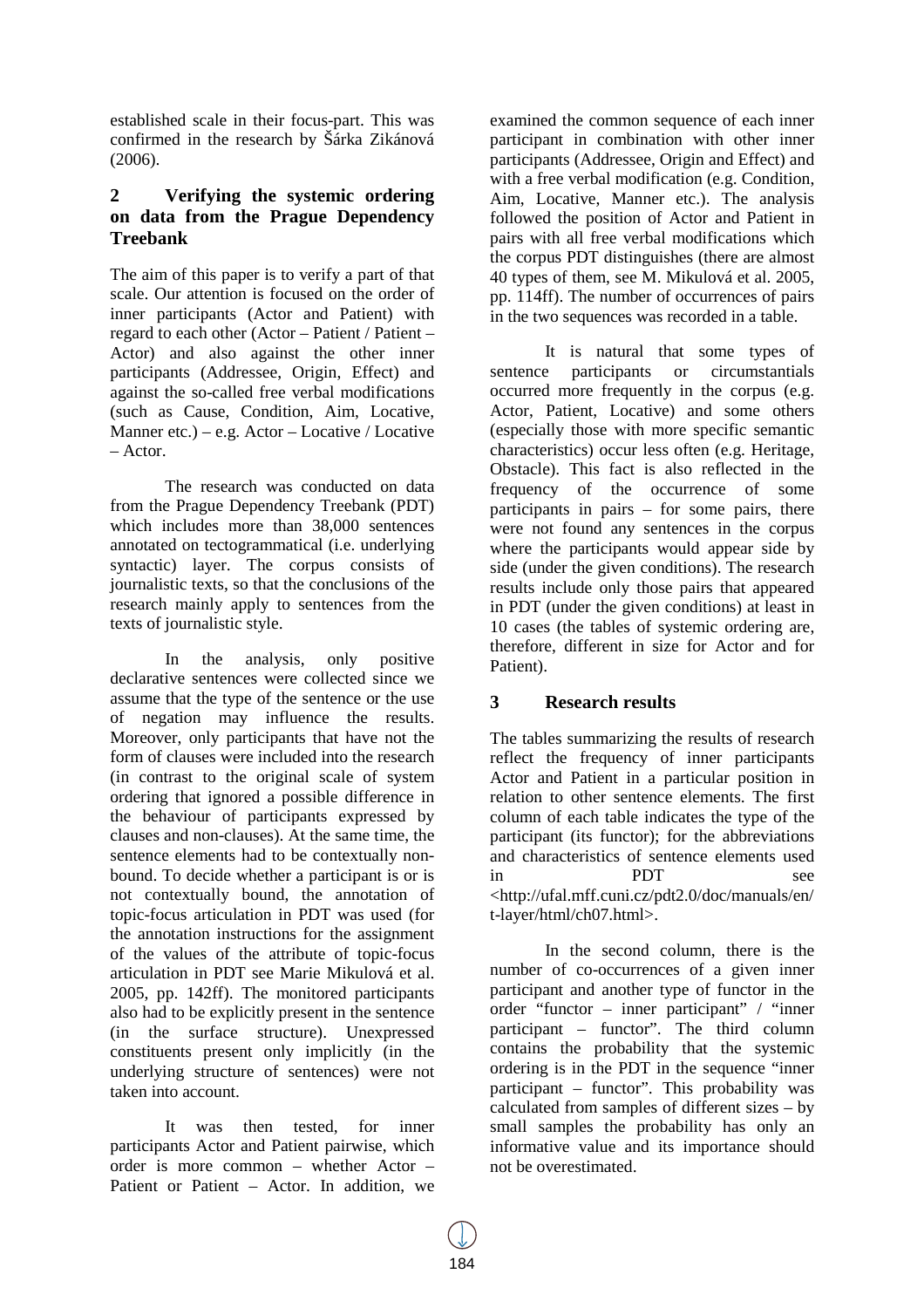established scale in their focus-part. This was confirmed in the research by Šárka Zikánová (2006).

## 2 Verifying the systemic ordering on data from the Prague Dependency Treebank

The aim of this paper is to verify a part of that scale. Our attention is focused on the order of inner participants (Actor and Patient) with regard to each other (Actor – Patient / Patient – Actor) and also against the other inner participants (Addressee, Origin, Effect) and against the so-called free verbal modifications (such as Cause, Condition, Aim, Locative, Manner etc.) – e.g. Actor – Locative / Locative – Actor.

The research was conducted on data from the Prague Dependency Treebank (PDT) which includes more than 38,000 sentences annotated on tectogrammatical (i.e. underlying syntactic) layer. The corpus consists of journalistic texts, so that the conclusions of the research mainly apply to sentences from the texts of journalistic style.

In the analysis, only positive declarative sentences were collected since we assume that the type of the sentence or the use of negation may influence the results. Moreover, only participants that have not the form of clauses were included into the research (in contrast to the original scale of system ordering that ignored a possible difference in the behaviour of participants expressed by clauses and non-clauses). At the same time, the sentence elements had to be contextually non-bound. To decide whether a participant is or is not contextually bound, the annotation of topic-focus articulation in PDT was used (for the annotation instructions for the assignment of the values of the attribute of topic-focus articulation in PDT see Marie Mikulová et al. 2005, pp. 142ff). The monitored participants also had to be explicitly present in the sentence (in the surface structure). Unexpressed constituents present only implicitly (in the underlying structure of sentences) were not taken into account.

It was then tested, for inner participants Actor and Patient pairwise, which order is more common – whether Actor – Patient or Patient – Actor. In addition, we examined the common sequence of each inner participant in combination with other inner participants (Addressee, Origin and Effect) and with a free verbal modification (e.g. Condition, Aim, Locative, Manner etc.). The analysis followed the position of Actor and Patient in pairs with all free verbal modifications which the corpus PDT distinguishes (there are almost 40 types of them, see M. Mikulová et al. 2005, pp. 114ff). The number of occurrences of pairs in the two sequences was recorded in a table.

It is natural that some types of sentence participants or circumstantials occurred more frequently in the corpus (e.g. Actor, Patient, Locative) and some others (especially those with more specific semantic characteristics) occur less often (e.g. Heritage, Obstacle). This fact is also reflected in the frequency of the occurrence of some participants in pairs – for some pairs, there were not found any sentences in the corpus where the participants would appear side by side (under the given conditions). The research results include only those pairs that appeared in PDT (under the given conditions) at least in 10 cases (the tables of systemic ordering are, therefore, different in size for Actor and for Patient).

## 3 Research results

The tables summarizing the results of research reflect the frequency of inner participants Actor and Patient in a particular position in relation to other sentence elements. The first column of each table indicates the type of the participant (its functor); for the abbreviations and characteristics of sentence elements used in PDT see <http://ufal.mff.cuni.cz/pdt2.0/doc/manuals/en/t-layer/html/ch07.html>.

In the second column, there is the number of co-occurrences of a given inner participant and another type of functor in the order "functor – inner participant" / "inner participant – functor". The third column contains the probability that the systemic ordering is in the PDT in the sequence "inner participant – functor". This probability was calculated from samples of different sizes – by small samples the probability has only an informative value and its importance should not be overestimated.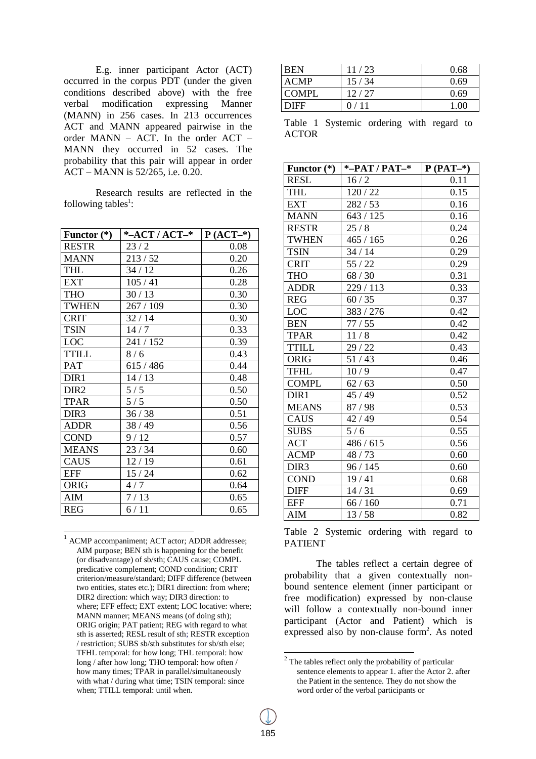E.g. inner participant Actor (ACT) occurred in the corpus PDT (under the given conditions described above) with the free verbal modification expressing Manner (MANN) in 256 cases. In 213 occurrences ACT and MANN appeared pairwise in the order MANN – ACT. In the order ACT – MANN they occurred in 52 cases. The probability that this pair will appear in order ACT – MANN is 52/265, i.e. 0.20.

Research results are reflected in the following tables[1]:

| Functor (*) | *–ACT / ACT–* | P (ACT–*) |
|---|---|---|
| RESTR | 23 / 2 | 0.08 |
| MANN | 213 / 52 | 0.20 |
| THL | 34 / 12 | 0.26 |
| EXT | 105 / 41 | 0.28 |
| THO | 30 / 13 | 0.30 |
| TWHEN | 267 / 109 | 0.30 |
| CRIT | 32 / 14 | 0.30 |
| TSIN | 14 / 7 | 0.33 |
| LOC | 241 / 152 | 0.39 |
| TTILL | 8 / 6 | 0.43 |
| PAT | 615 / 486 | 0.44 |
| DIR1 | 14 / 13 | 0.48 |
| DIR2 | 5 / 5 | 0.50 |
| TPAR | 5 / 5 | 0.50 |
| DIR3 | 36 / 38 | 0.51 |
| ADDR | 38 / 49 | 0.56 |
| COND | 9 / 12 | 0.57 |
| MEANS | 23 / 34 | 0.60 |
| CAUS | 12 / 19 | 0.61 |
| EFF | 15 / 24 | 0.62 |
| ORIG | 4 / 7 | 0.64 |
| AIM | 7 / 13 | 0.65 |
| REG | 6 / 11 | 0.65 |
| BEN | 11 / 23 | 0.68 |
| ACMP | 15 / 34 | 0.69 |
| COMPL | 12 / 27 | 0.69 |
| DIFF | 0 / 11 | 1.00 |

Table 1 Systemic ordering with regard to ACTOR

| Functor (*) | *–PAT / PAT–* | P (PAT–*) |
|---|---|---|
| RESL | 16 / 2 | 0.11 |
| THL | 120 / 22 | 0.15 |
| EXT | 282 / 53 | 0.16 |
| MANN | 643 / 125 | 0.16 |
| RESTR | 25 / 8 | 0.24 |
| TWHEN | 465 / 165 | 0.26 |
| TSIN | 34 / 14 | 0.29 |
| CRIT | 55 / 22 | 0.29 |
| THO | 68 / 30 | 0.31 |
| ADDR | 229 / 113 | 0.33 |
| REG | 60 / 35 | 0.37 |
| LOC | 383 / 276 | 0.42 |
| BEN | 77 / 55 | 0.42 |
| TPAR | 11 / 8 | 0.42 |
| TTILL | 29 / 22 | 0.43 |
| ORIG | 51 / 43 | 0.46 |
| TFHL | 10 / 9 | 0.47 |
| COMPL | 62 / 63 | 0.50 |
| DIR1 | 45 / 49 | 0.52 |
| MEANS | 87 / 98 | 0.53 |
| CAUS | 42 / 49 | 0.54 |
| SUBS | 5 / 6 | 0.55 |
| ACT | 486 / 615 | 0.56 |
| ACMP | 48 / 73 | 0.60 |
| DIR3 | 96 / 145 | 0.60 |
| COND | 19 / 41 | 0.68 |
| DIFF | 14 / 31 | 0.69 |
| EFF | 66 / 160 | 0.71 |
| AIM | 13 / 58 | 0.82 |

Table 2 Systemic ordering with regard to PATIENT

The tables reflect a certain degree of probability that a given contextually non-bound sentence element (inner participant or free modification) expressed by non-clause form will follow a contextually non-bound inner participant (Actor and Patient) which is expressed also by non-clause form[2]. As noted

[1] ACMP accompaniment; ACT actor; ADDR addressee; AIM purpose; BEN sth is happening for the benefit (or disadvantage) of sb/sth; CAUS cause; COMPL predicative complement; COND condition; CRIT criterion/measure/standard; DIFF difference (between two entities, states etc.); DIR1 direction: from where; DIR2 direction: which way; DIR3 direction: to where; EFF effect; EXT extent; LOC locative: where; MANN manner; MEANS means (of doing sth); ORIG origin; PAT patient; REG with regard to what sth is asserted; RESL result of sth; RESTR exception / restriction; SUBS sb/sth substitutes for sb/sth else; TFHL temporal: for how long; THL temporal: how long / after how long; THO temporal: how often / how many times; TPAR in parallel/simultaneously with what / during what time; TSIN temporal: since when; TTILL temporal: until when.

[2] The tables reflect only the probability of particular sentence elements to appear 1. after the Actor 2. after the Patient in the sentence. They do not show the word order of the verbal participants or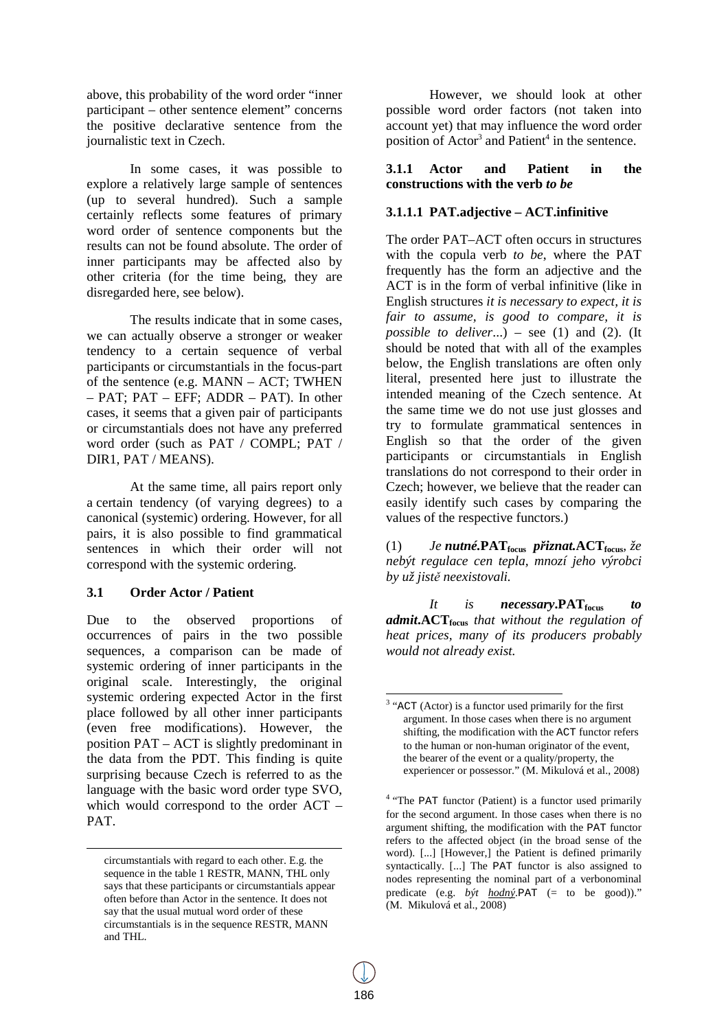above, this probability of the word order "inner participant – other sentence element" concerns the positive declarative sentence from the journalistic text in Czech.

In some cases, it was possible to explore a relatively large sample of sentences (up to several hundred). Such a sample certainly reflects some features of primary word order of sentence components but the results can not be found absolute. The order of inner participants may be affected also by other criteria (for the time being, they are disregarded here, see below).

The results indicate that in some cases, we can actually observe a stronger or weaker tendency to a certain sequence of verbal participants or circumstantials in the focus-part of the sentence (e.g. MANN – ACT; TWHEN – PAT; PAT – EFF; ADDR – PAT). In other cases, it seems that a given pair of participants or circumstantials does not have any preferred word order (such as PAT / COMPL; PAT / DIR1, PAT / MEANS).

At the same time, all pairs report only a certain tendency (of varying degrees) to a canonical (systemic) ordering. However, for all pairs, it is also possible to find grammatical sentences in which their order will not correspond with the systemic ordering.

### 3.1 Order Actor / Patient

Due to the observed proportions of occurrences of pairs in the two possible sequences, a comparison can be made of systemic ordering of inner participants in the original scale. Interestingly, the original systemic ordering expected Actor in the first place followed by all other inner participants (even free modifications). However, the position PAT – ACT is slightly predominant in the data from the PDT. This finding is quite surprising because Czech is referred to as the language with the basic word order type SVO, which would correspond to the order ACT – PAT.

However, we should look at other possible word order factors (not taken into account yet) that may influence the word order position of Actor[3] and Patient[4] in the sentence.

#### 3.1.1 Actor and Patient in the constructions with the verb *to be*

##### 3.1.1.1 PAT.adjective – ACT.infinitive

The order PAT–ACT often occurs in structures with the copula verb *to be*, where the PAT frequently has the form an adjective and the ACT is in the form of verbal infinitive (like in English structures *it is necessary to expect, it is fair to assume, is good to compare, it is possible to deliver*...) – see (1) and (2). (It should be noted that with all of the examples below, the English translations are often only literal, presented here just to illustrate the intended meaning of the Czech sentence. At the same time we do not use just glosses and try to formulate grammatical sentences in English so that the order of the given participants or circumstantials in English translations do not correspond to their order in Czech; however, we believe that the reader can easily identify such cases by comparing the values of the respective functors.)

(1) *Je* ***nutné*****.PAT$_{focus}$** ***přiznat*****.ACT$_{focus}$**, *že nebýt regulace cen tepla, mnozí jeho výrobci by už jistě neexistovali.*

*It is* ***necessary*****.PAT$_{focus}$** ***to admit*****.ACT$_{focus}$** *that without the regulation of heat prices, many of its producers probably would not already exist.*

---

circumstantials with regard to each other. E.g. the sequence in the table 1 RESTR, MANN, THL only says that these participants or circumstantials appear often before than Actor in the sentence. It does not say that the usual mutual word order of these circumstantials is in the sequence RESTR, MANN and THL.

[3] "ACT (Actor) is a functor used primarily for the first argument. In those cases when there is no argument shifting, the modification with the ACT functor refers to the human or non-human originator of the event, the bearer of the event or a quality/property, the experiencer or possessor." (M. Mikulová et al., 2008)

[4] "The PAT functor (Patient) is a functor used primarily for the second argument. In those cases when there is no argument shifting, the modification with the PAT functor refers to the affected object (in the broad sense of the word). [...] [However,] the Patient is defined primarily syntactically. [...] The PAT functor is also assigned to nodes representing the nominal part of a verbonominal predicate (e.g. *být* *hodný*.PAT (= to be good))." (M. Mikulová et al., 2008)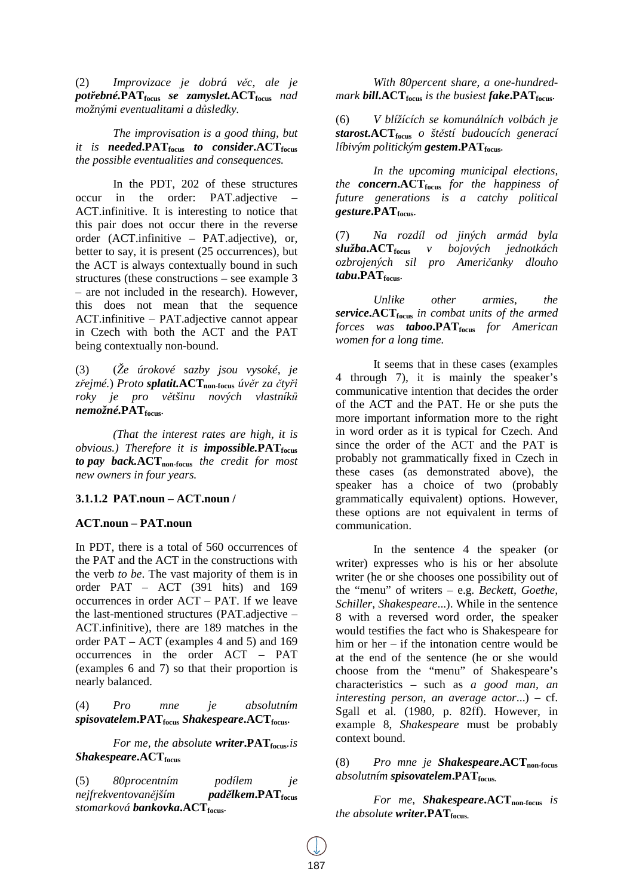(2) *Improvizace je dobrá věc, ale je* ***potřebné*.**$\textbf{PAT}_{\textbf{focus}}$ ***se zamyslet*.**$\textbf{ACT}_{\textbf{focus}}$ *nad možnými eventualitami a důsledky.*

*The improvisation is a good thing, but it is* ***needed*.**$\textbf{PAT}_{\textbf{focus}}$ ***to consider*.**$\textbf{ACT}_{\textbf{focus}}$ *the possible eventualities and consequences.*

In the PDT, 202 of these structures occur in the order: PAT.adjective – ACT.infinitive. It is interesting to notice that this pair does not occur there in the reverse order (ACT.infinitive – PAT.adjective), or, better to say, it is present (25 occurrences), but the ACT is always contextually bound in such structures (these constructions – see example 3 – are not included in the research). However, this does not mean that the sequence ACT.infinitive – PAT.adjective cannot appear in Czech with both the ACT and the PAT being contextually non-bound.

(3) (*Že úrokové sazby jsou vysoké, je zřejmé.*) *Proto* ***splatit*.**$\textbf{ACT}_{\textbf{non-focus}}$ *úvěr za čtyři roky je pro většinu nových vlastníků* ***nemožné*.**$\textbf{PAT}_{\textbf{focus}}$.

*(That the interest rates are high, it is obvious.) Therefore it is* ***impossible*.**$\textbf{PAT}_{\textbf{focus}}$ ***to pay back*.**$\textbf{ACT}_{\textbf{non-focus}}$ *the credit for most new owners in four years.*

### 3.1.1.2 PAT.noun – ACT.noun / ACT.noun – PAT.noun

In PDT, there is a total of 560 occurrences of the PAT and the ACT in the constructions with the verb *to be*. The vast majority of them is in order PAT – ACT (391 hits) and 169 occurrences in order ACT – PAT. If we leave the last-mentioned structures (PAT.adjective – ACT.infinitive), there are 189 matches in the order PAT – ACT (examples 4 and 5) and 169 occurrences in the order ACT – PAT (examples 6 and 7) so that their proportion is nearly balanced.

(4) *Pro mne je absolutním* ***spisovatelem*.**$\textbf{PAT}_{\textbf{focus}}$ ***Shakespeare*.**$\textbf{ACT}_{\textbf{focus}}$.

*For me, the absolute* ***writer*.**$\textbf{PAT}_{\textbf{focus}}$*.is* ***Shakespeare*.**$\textbf{ACT}_{\textbf{focus}}$

(5) *80procentním podílem je nejfrekventovanějším* ***padělkem*.**$\textbf{PAT}_{\textbf{focus}}$ *stomarková* ***bankovka*.**$\textbf{ACT}_{\textbf{focus}}$.

*With 80percent share, a one-hundred-mark* ***bill*.**$\textbf{ACT}_{\textbf{focus}}$ *is the busiest* ***fake*.**$\textbf{PAT}_{\textbf{focus}}$.

(6) *V blížících se komunálních volbách je* ***starost*.**$\textbf{ACT}_{\textbf{focus}}$ *o štěstí budoucích generací líbivým politickým* ***gestem*.**$\textbf{PAT}_{\textbf{focus}}$.

*In the upcoming municipal elections, the* ***concern*.**$\textbf{ACT}_{\textbf{focus}}$ *for the happiness of future generations is a catchy political* ***gesture*.**$\textbf{PAT}_{\textbf{focus}}$.

(7) *Na rozdíl od jiných armád byla* ***služba*.**$\textbf{ACT}_{\textbf{focus}}$ *v bojových jednotkách ozbrojených sil pro Američanky dlouho* ***tabu*.**$\textbf{PAT}_{\textbf{focus}}$.

*Unlike other armies, the* ***service*.**$\textbf{ACT}_{\textbf{focus}}$ *in combat units of the armed forces was* ***taboo*.**$\textbf{PAT}_{\textbf{focus}}$ *for American women for a long time.*

It seems that in these cases (examples 4 through 7), it is mainly the speaker's communicative intention that decides the order of the ACT and the PAT. He or she puts the more important information more to the right in word order as it is typical for Czech. And since the order of the ACT and the PAT is probably not grammatically fixed in Czech in these cases (as demonstrated above), the speaker has a choice of two (probably grammatically equivalent) options. However, these options are not equivalent in terms of communication.

In the sentence 4 the speaker (or writer) expresses who is his or her absolute writer (he or she chooses one possibility out of the "menu" of writers – e.g. *Beckett, Goethe, Schiller, Shakespeare*...). While in the sentence 8 with a reversed word order, the speaker would testifies the fact who is Shakespeare for him or her – if the intonation centre would be at the end of the sentence (he or she would choose from the "menu" of Shakespeare's characteristics – such as *a good man, an interesting person, an average actor*...) – cf. Sgall et al. (1980, p. 82ff). However, in example 8, *Shakespeare* must be probably context bound.

(8) *Pro mne je* ***Shakespeare*.**$\textbf{ACT}_{\textbf{non-focus}}$ *absolutním* ***spisovatelem*.**$\textbf{PAT}_{\textbf{focus.}}$

*For me,* ***Shakespeare*.**$\textbf{ACT}_{\textbf{non-focus}}$ *is the absolute* ***writer*.**$\textbf{PAT}_{\textbf{focus.}}$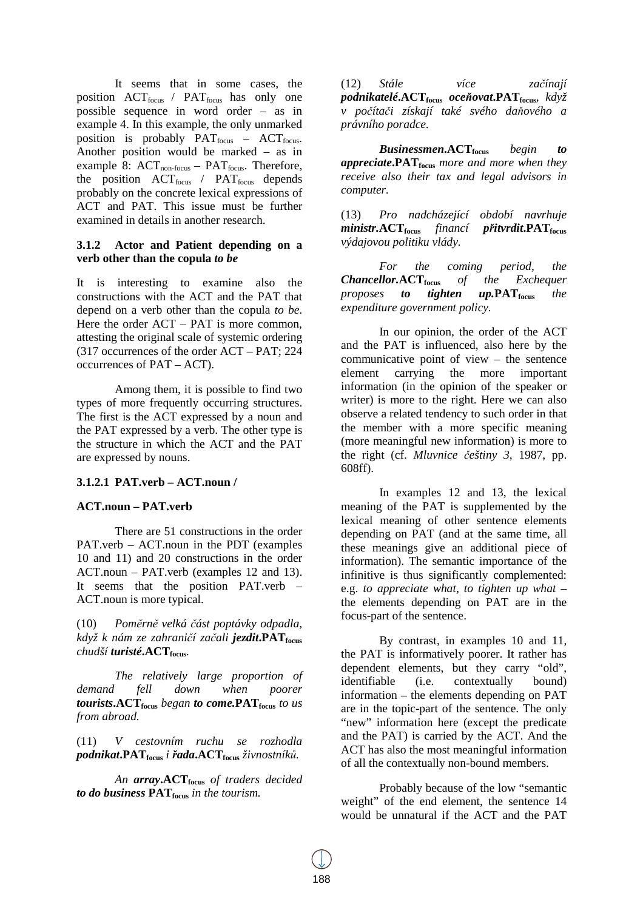It seems that in some cases, the position $ACT_{focus}$ / $PAT_{focus}$ has only one possible sequence in word order – as in example 4. In this example, the only unmarked position is probably $PAT_{focus}$ – $ACT_{focus}$. Another position would be marked – as in example 8: $ACT_{non\text{-}focus}$ – $PAT_{focus}$. Therefore, the position $ACT_{focus}$ / $PAT_{focus}$ depends probably on the concrete lexical expressions of ACT and PAT. This issue must be further examined in details in another research.

### 3.1.2 Actor and Patient depending on a verb other than the copula *to be*

It is interesting to examine also the constructions with the ACT and the PAT that depend on a verb other than the copula *to be*. Here the order ACT – PAT is more common, attesting the original scale of systemic ordering (317 occurrences of the order ACT – PAT; 224 occurrences of PAT – ACT).

Among them, it is possible to find two types of more frequently occurring structures. The first is the ACT expressed by a noun and the PAT expressed by a verb. The other type is the structure in which the ACT and the PAT are expressed by nouns.

#### 3.1.2.1 PAT.verb – ACT.noun / ACT.noun – PAT.verb

There are 51 constructions in the order PAT.verb – ACT.noun in the PDT (examples 10 and 11) and 20 constructions in the order ACT.noun – PAT.verb (examples 12 and 13). It seems that the position PAT.verb – ACT.noun is more typical.

(10) *Poměrně velká část poptávky odpadla, když k nám ze zahraničí začali* ***jezdit***.$\mathbf{PAT_{focus}}$ *chudší* ***turisté***.$\mathbf{ACT_{focus}}$.

*The relatively large proportion of demand fell down when poorer* ***tourists***.$\mathbf{ACT_{focus}}$ *began* ***to come***.$\mathbf{PAT_{focus}}$ *to us from abroad.*

(11) *V cestovním ruchu se rozhodla* ***podnikat***.$\mathbf{PAT_{focus}}$ *i* ***řada***.$\mathbf{ACT_{focus}}$ *živnostníků.*

*An* ***array***.$\mathbf{ACT_{focus}}$ *of traders decided* ***to do business*** $\mathbf{PAT_{focus}}$ *in the tourism.*

(12) *Stále více začínají* ***podnikatelé***.$\mathbf{ACT_{focus}}$ ***oceňovat***.$\mathbf{PAT_{focus}}$, *když v počítači získají také svého daňového a právního poradce.*

***Businessmen***.$\mathbf{ACT_{focus}}$ *begin* ***to appreciate***.$\mathbf{PAT_{focus}}$ *more and more when they receive also their tax and legal advisors in computer.*

(13) *Pro nadcházející období navrhuje* ***ministr***.$\mathbf{ACT_{focus}}$ *financí* ***přitvrdit***.$\mathbf{PAT_{focus}}$ *výdajovou politiku vlády.*

*For the coming period, the* ***Chancellor***.$\mathbf{ACT_{focus}}$ *of the Exchequer proposes* ***to tighten up***.$\mathbf{PAT_{focus}}$ *the expenditure government policy.*

In our opinion, the order of the ACT and the PAT is influenced, also here by the communicative point of view – the sentence element carrying the more important information (in the opinion of the speaker or writer) is more to the right. Here we can also observe a related tendency to such order in that the member with a more specific meaning (more meaningful new information) is more to the right (cf. *Mluvnice češtiny 3*, 1987, pp. 608ff).

In examples 12 and 13, the lexical meaning of the PAT is supplemented by the lexical meaning of other sentence elements depending on PAT (and at the same time, all these meanings give an additional piece of information). The semantic importance of the infinitive is thus significantly complemented: e.g. *to appreciate what*, *to tighten up what* – the elements depending on PAT are in the focus-part of the sentence.

By contrast, in examples 10 and 11, the PAT is informatively poorer. It rather has dependent elements, but they carry "old", identifiable (i.e. contextually bound) information – the elements depending on PAT are in the topic-part of the sentence. The only "new" information here (except the predicate and the PAT) is carried by the ACT. And the ACT has also the most meaningful information of all the contextually non-bound members.

Probably because of the low "semantic weight" of the end element, the sentence 14 would be unnatural if the ACT and the PAT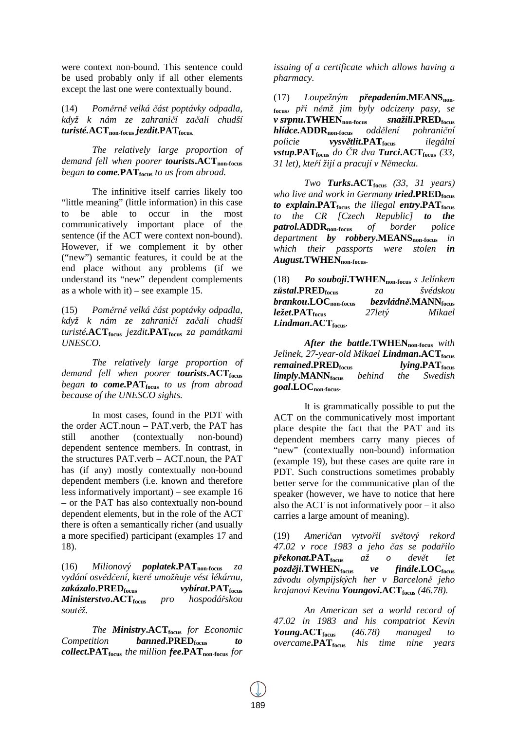were context non-bound. This sentence could be used probably only if all other elements except the last one were contextually bound.

(14) *Poměrně velká část poptávky odpadla, když k nám ze zahraničí začali chudší* ***turisté*.ACT$_{\text{non-focus}}$ *jezdit*.PAT$_{\text{focus}}$.**

*The relatively large proportion of demand fell when poorer* ***tourists*.ACT$_{\text{non-focus}}$** *began* ***to come*.PAT$_{\text{focus}}$** *to us from abroad.*

The infinitive itself carries likely too "little meaning" (little information) in this case to be able to occur in the most communicatively important place of the sentence (if the ACT were context non-bound). However, if we complement it by other ("new") semantic features, it could be at the end place without any problems (if we understand its "new" dependent complements as a whole with it) – see example 15.

(15) *Poměrně velká část poptávky odpadla, když k nám ze zahraničí začali chudší* ***turisté*.ACT$_{\text{focus}}$** *jezdit***.PAT$_{\text{focus}}$** *za památkami UNESCO.*

*The relatively large proportion of demand fell when poorer* ***tourists*.ACT$_{\text{focus}}$** *began* ***to come*.PAT$_{\text{focus}}$** *to us from abroad because of the UNESCO sights.*

In most cases, found in the PDT with the order ACT.noun – PAT.verb, the PAT has still another (contextually non-bound) dependent sentence members. In contrast, in the structures PAT.verb – ACT.noun, the PAT has (if any) mostly contextually non-bound dependent members (i.e. known and therefore less informatively important) – see example 16 – or the PAT has also contextually non-bound dependent elements, but in the role of the ACT there is often a semantically richer (and usually a more specified) participant (examples 17 and 18).

(16) *Milionový* ***poplatek*.PAT$_{\text{non-focus}}$** *za vydání osvědčení, které umožňuje vést lékárnu,* ***zakázalo*.PRED$_{\text{focus}}$** ***vybírat*.PAT$_{\text{focus}}$** ***Ministerstvo*.ACT$_{\text{focus}}$** *pro hospodářskou soutěž.*

*The* ***Ministry*.ACT$_{\text{focus}}$** *for Economic Competition* ***banned*.PRED$_{\text{focus}}$** ***to collect*.PAT$_{\text{focus}}$** *the million* ***fee*.PAT$_{\text{non-focus}}$** *for issuing of a certificate which allows having a pharmacy.*

(17) *Loupežným* ***přepadením*.MEANS$_{\text{non-focus}}$**, *při němž jim byly odcizeny pasy, se* ***v srpnu*.TWHEN$_{\text{non-focus}}$** ***snažili*.PRED$_{\text{focus}}$** ***hlídce*.ADDR$_{\text{non-focus}}$** *oddělení pohraniční policie* ***vysvětlit*.PAT$_{\text{focus}}$** *ilegální* ***vstup*.PAT$_{\text{focus}}$** *do ČR dva* ***Turci*.ACT$_{\text{focus}}$** *(33, 31 let), kteří žijí a pracují v Německu.*

*Two* ***Turks*.ACT$_{\text{focus}}$** *(33, 31 years) who live and work in Germany* ***tried*.PRED$_{\text{focus}}$** ***to explain*.PAT$_{\text{focus}}$** *the illegal* ***entry*.PAT$_{\text{focus}}$** *to the CR [Czech Republic]* ***to the patrol*.ADDR$_{\text{non-focus}}$** *of border police department* ***by robbery*.MEANS$_{\text{non-focus}}$** *in which their passports were stolen* ***in August*.TWHEN$_{\text{non-focus}}$**.

(18) ***Po souboji*.TWHEN$_{\text{non-focus}}$** *s Jelínkem* ***zůstal*.PRED$_{\text{focus}}$** *za švédskou* ***brankou*.LOC$_{\text{non-focus}}$** ***bezvládně*.MANN$_{\text{focus}}$** ***ležet*.PAT$_{\text{focus}}$** *27letý Mikael* ***Lindman*.ACT$_{\text{focus}}$**.

***After the battle*.TWHEN$_{\text{non-focus}}$** *with Jelinek, 27-year-old Mikael* ***Lindman*.ACT$_{\text{focus}}$** ***remained*.PRED$_{\text{focus}}$** ***lying*.PAT$_{\text{focus}}$** ***limply*.MANN$_{\text{focus}}$** *behind the Swedish* ***goal*.LOC$_{\text{non-focus}}$**.

It is grammatically possible to put the ACT on the communicatively most important place despite the fact that the PAT and its dependent members carry many pieces of "new" (contextually non-bound) information (example 19), but these cases are quite rare in PDT. Such constructions sometimes probably better serve for the communicative plan of the speaker (however, we have to notice that here also the ACT is not informatively poor – it also carries a large amount of meaning).

(19) *Američan vytvořil světový rekord 47.02 v roce 1983 a jeho čas se podařilo* ***překonat*.PAT$_{\text{focus}}$** *až o devět let* ***později*.TWHEN$_{\text{focus}}$** ***ve finále*.LOC$_{\text{focus}}$** *závodu olympijských her v Barceloně jeho krajanovi Kevinu* ***Youngovi*.ACT$_{\text{focus}}$** *(46.78).*

*An American set a world record of 47.02 in 1983 and his compatriot Kevin* ***Young*.ACT$_{\text{focus}}$** *(46.78) managed to* ***overcame*.PAT$_{\text{focus}}$** *his time nine years*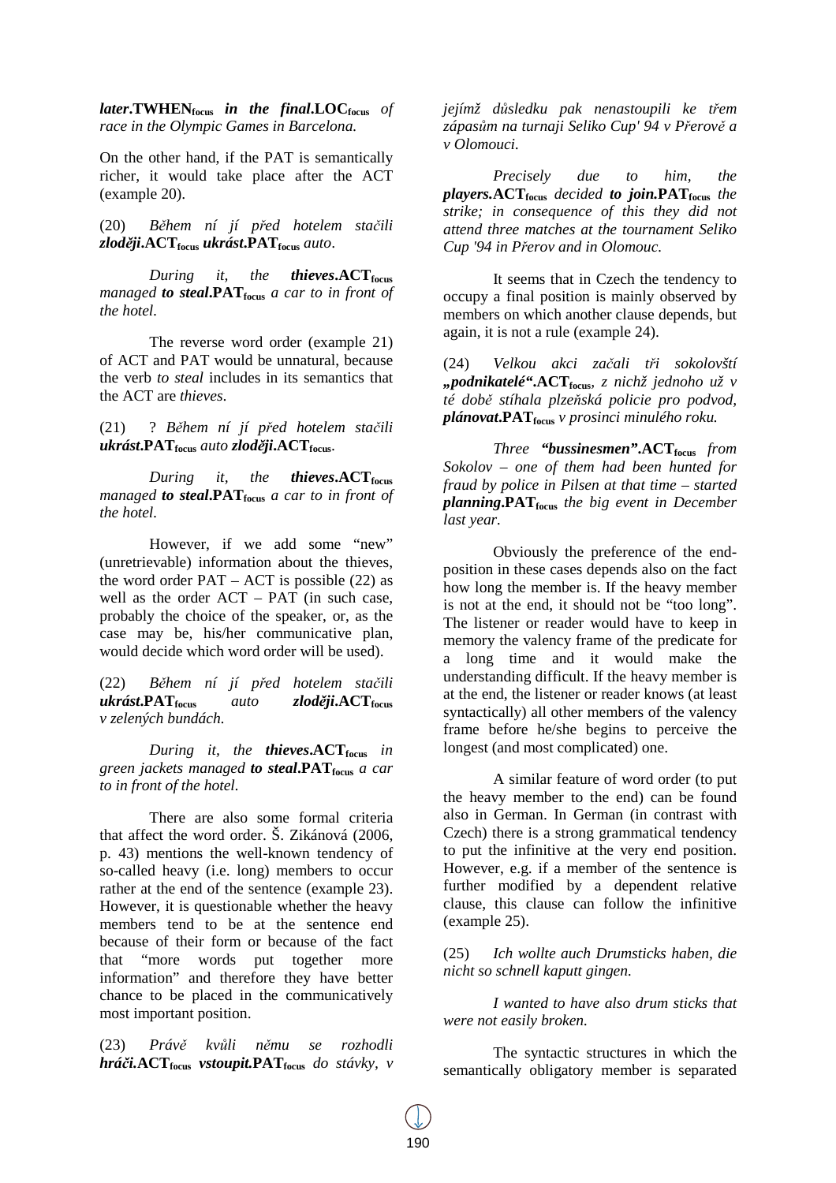***later*.TWHEN$_{focus}$** ***in the final*.LOC$_{focus}$** *of race in the Olympic Games in Barcelona.*

On the other hand, if the PAT is semantically richer, it would take place after the ACT (example 20).

(20) *Během ní jí před hotelem stačili* ***zloději*.ACT$_{focus}$** ***ukrást*.PAT$_{focus}$** *auto*.

*During it, the* ***thieves*.ACT$_{focus}$** *managed* ***to steal*.PAT$_{focus}$** *a car to in front of the hotel.*

The reverse word order (example 21) of ACT and PAT would be unnatural, because the verb *to steal* includes in its semantics that the ACT are *thieves*.

(21) ? *Během ní jí před hotelem stačili* ***ukrást*.PAT$_{focus}$** *auto* ***zloději*.ACT$_{focus}$**.

*During it, the* ***thieves*.ACT$_{focus}$** *managed* ***to steal*.PAT$_{focus}$** *a car to in front of the hotel.*

However, if we add some "new" (unretrievable) information about the thieves, the word order PAT – ACT is possible (22) as well as the order ACT – PAT (in such case, probably the choice of the speaker, or, as the case may be, his/her communicative plan, would decide which word order will be used).

(22) *Během ní jí před hotelem stačili* ***ukrást*.PAT$_{focus}$** *auto* ***zloději*.ACT$_{focus}$** *v zelených bundách.*

*During it, the* ***thieves*.ACT$_{focus}$** *in green jackets managed* ***to steal*.PAT$_{focus}$** *a car to in front of the hotel.*

There are also some formal criteria that affect the word order. Š. Zikánová (2006, p. 43) mentions the well-known tendency of so-called heavy (i.e. long) members to occur rather at the end of the sentence (example 23). However, it is questionable whether the heavy members tend to be at the sentence end because of their form or because of the fact that "more words put together more information" and therefore they have better chance to be placed in the communicatively most important position.

(23) *Právě kvůli němu se rozhodli* ***hráči*.ACT$_{focus}$** ***vstoupit*.PAT$_{focus}$** *do stávky, v jejímž důsledku pak nenastoupili ke třem zápasům na turnaji Seliko Cup' 94 v Přerově a v Olomouci.*

*Precisely due to him, the* ***players*.ACT$_{focus}$** *decided* ***to join*.PAT$_{focus}$** *the strike; in consequence of this they did not attend three matches at the tournament Seliko Cup '94 in Přerov and in Olomouc.*

It seems that in Czech the tendency to occupy a final position is mainly observed by members on which another clause depends, but again, it is not a rule (example 24).

(24) *Velkou akci začali tři sokolovští* ***„podnikatelé"*.ACT$_{focus}$**, *z nichž jednoho už v té době stíhala plzeňská policie pro podvod,* ***plánovat*.PAT$_{focus}$** *v prosinci minulého roku.*

*Three* ***"bussinesmen"*.ACT$_{focus}$** *from Sokolov – one of them had been hunted for fraud by police in Pilsen at that time – started* ***planning*.PAT$_{focus}$** *the big event in December last year.*

Obviously the preference of the end-position in these cases depends also on the fact how long the member is. If the heavy member is not at the end, it should not be "too long". The listener or reader would have to keep in memory the valency frame of the predicate for a long time and it would make the understanding difficult. If the heavy member is at the end, the listener or reader knows (at least syntactically) all other members of the valency frame before he/she begins to perceive the longest (and most complicated) one.

A similar feature of word order (to put the heavy member to the end) can be found also in German. In German (in contrast with Czech) there is a strong grammatical tendency to put the infinitive at the very end position. However, e.g. if a member of the sentence is further modified by a dependent relative clause, this clause can follow the infinitive (example 25).

(25) *Ich wollte auch Drumsticks haben, die nicht so schnell kaputt gingen.*

*I wanted to have also drum sticks that were not easily broken.*

The syntactic structures in which the semantically obligatory member is separated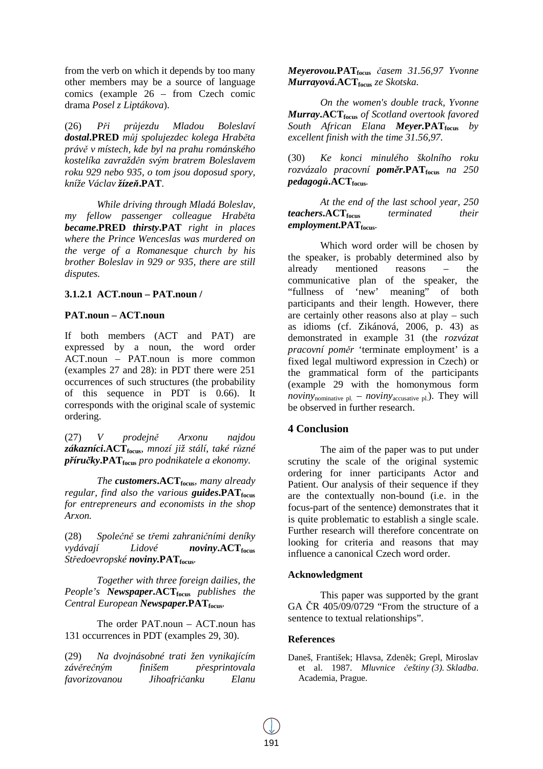from the verb on which it depends by too many other members may be a source of language comics (example 26 – from Czech comic drama *Posel z Liptákova*).

(26) *Při průjezdu Mladou Boleslaví **dostal*.**PRED** *můj spolujezdec kolega Hraběta právě v místech, kde byl na prahu románského kostelíka zavražděn svým bratrem Boleslavem roku 929 nebo 935, o tom jsou doposud spory, kníže Václav **žízeň***.**PAT**.

*While driving through Mladá Boleslav, my fellow passenger colleague Hraběta **became***.**PRED** ***thirsty***.**PAT** *right in places where the Prince Wenceslas was murdered on the verge of a Romanesque church by his brother Boleslav in 929 or 935, there are still disputes.*

### 3.1.2.1 ACT.noun – PAT.noun / PAT.noun – ACT.noun

If both members (ACT and PAT) are expressed by a noun, the word order ACT.noun – PAT.noun is more common (examples 27 and 28): in PDT there were 251 occurrences of such structures (the probability of this sequence in PDT is 0.66). It corresponds with the original scale of systemic ordering.

(27) *V prodejně Arxonu najdou **zákazníci***.**ACT$_{focus}$**, *mnozí již stálí, také různé **příručky***.**PAT$_{focus}$** *pro podnikatele a ekonomy.*

*The **customers***.**ACT$_{focus}$**, *many already regular, find also the various **guides***.**PAT$_{focus}$** *for entrepreneurs and economists in the shop Arxon.*

(28) *Společně se třemi zahraničními deníky vydávají Lidové **noviny***.**ACT$_{focus}$** *Středoevropské **noviny***.**PAT$_{focus}$**.

*Together with three foreign dailies, the People's **Newspaper***.**ACT$_{focus}$** *publishes the Central European **Newspaper***.**PAT$_{focus}$**.

The order PAT.noun – ACT.noun has 131 occurrences in PDT (examples 29, 30).

(29) *Na dvojnásobné trati žen vynikajícím závěrečným finišem přesprintovala favorizovanou Jihoafričanku Elanu **Meyerovou***.**PAT$_{focus}$** *časem 31.56,97 Yvonne **Murrayová***.**ACT$_{focus}$** *ze Skotska.*

*On the women's double track, Yvonne **Murray***.**ACT$_{focus}$** *of Scotland overtook favored South African Elana **Meyer***.**PAT$_{focus}$** *by excellent finish with the time 31.56,97.*

(30) *Ke konci minulého školního roku rozvázalo pracovní **poměr***.**PAT$_{focus}$** *na 250 **pedagogů***.**ACT$_{focus}$**.

*At the end of the last school year, 250 **teachers***.**ACT$_{focus}$** *terminated their **employment***.**PAT$_{focus}$**.

Which word order will be chosen by the speaker, is probably determined also by already mentioned reasons – the communicative plan of the speaker, the "fullness of 'new' meaning" of both participants and their length. However, there are certainly other reasons also at play – such as idioms (cf. Zikánová, 2006, p. 43) as demonstrated in example 31 (the *rozvázat pracovní poměr* 'terminate employment' is a fixed legal multiword expression in Czech) or the grammatical form of the participants (example 29 with the homonymous form *noviny*$_{\text{nominative pl.}}$ – *noviny*$_{\text{accusative pl.}}$). They will be observed in further research.

## 4 Conclusion

The aim of the paper was to put under scrutiny the scale of the original systemic ordering for inner participants Actor and Patient. Our analysis of their sequence if they are the contextually non-bound (i.e. in the focus-part of the sentence) demonstrates that it is quite problematic to establish a single scale. Further research will therefore concentrate on looking for criteria and reasons that may influence a canonical Czech word order.

### Acknowledgment

This paper was supported by the grant GA ČR 405/09/0729 "From the structure of a sentence to textual relationships".

### References

Daneš, František; Hlavsa, Zdeněk; Grepl, Miroslav et al. 1987. *Mluvnice češtiny (3). Skladba*. Academia, Prague.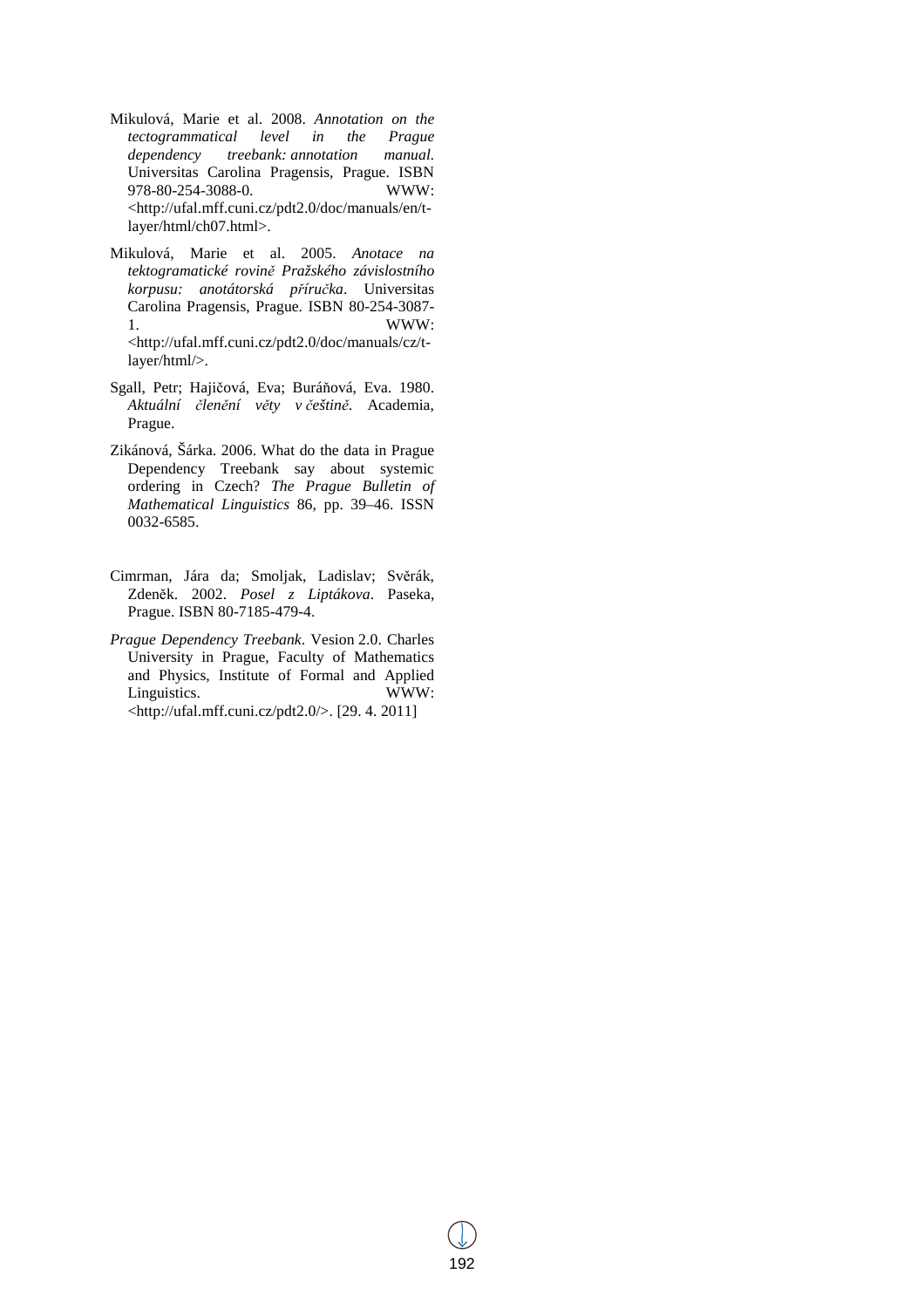Mikulová, Marie et al. 2008. *Annotation on the tectogrammatical level in the Prague dependency treebank: annotation manual.* Universitas Carolina Pragensis, Prague. ISBN 978-80-254-3088-0. WWW: <http://ufal.mff.cuni.cz/pdt2.0/doc/manuals/en/t-layer/html/ch07.html>.

Mikulová, Marie et al. 2005. *Anotace na tektogramatické rovině Pražského závislostního korpusu: anotátorská příručka*. Universitas Carolina Pragensis, Prague. ISBN 80-254-3087-1. WWW: <http://ufal.mff.cuni.cz/pdt2.0/doc/manuals/cz/t-layer/html/>.

Sgall, Petr; Hajičová, Eva; Buráňová, Eva. 1980. *Aktuální členění věty v češtině.* Academia, Prague.

Zikánová, Šárka. 2006. What do the data in Prague Dependency Treebank say about systemic ordering in Czech? *The Prague Bulletin of Mathematical Linguistics* 86, pp. 39–46. ISSN 0032-6585.

Cimrman, Jára da; Smoljak, Ladislav; Svěrák, Zdeněk. 2002. *Posel z Liptákova*. Paseka, Prague. ISBN 80-7185-479-4.

*Prague Dependency Treebank*. Vesion 2.0. Charles University in Prague, Faculty of Mathematics and Physics, Institute of Formal and Applied Linguistics. WWW: <http://ufal.mff.cuni.cz/pdt2.0/>. [29. 4. 2011]